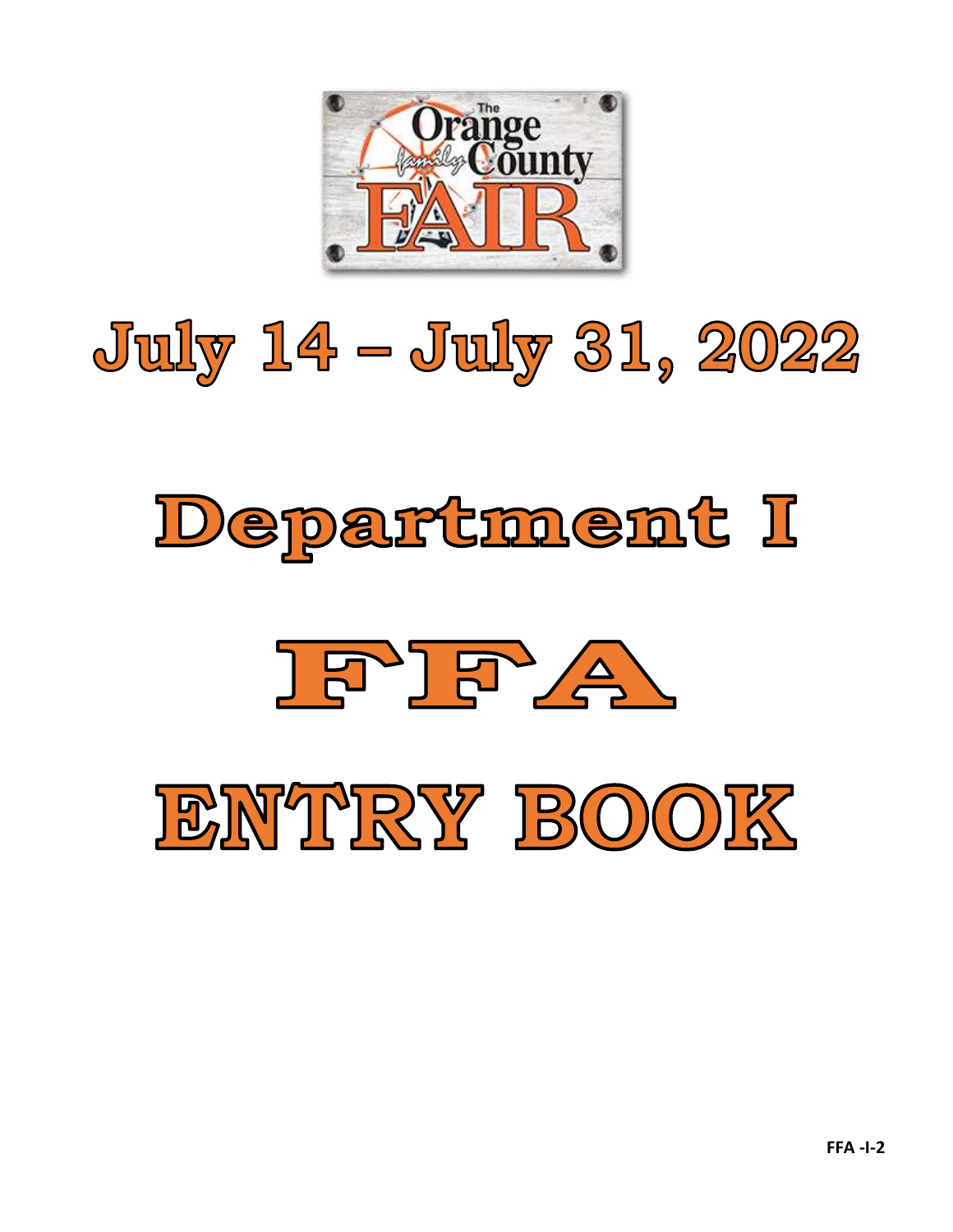# July 14 – July 31, 2022

# Department I

# FFA

# ENTRY BOOK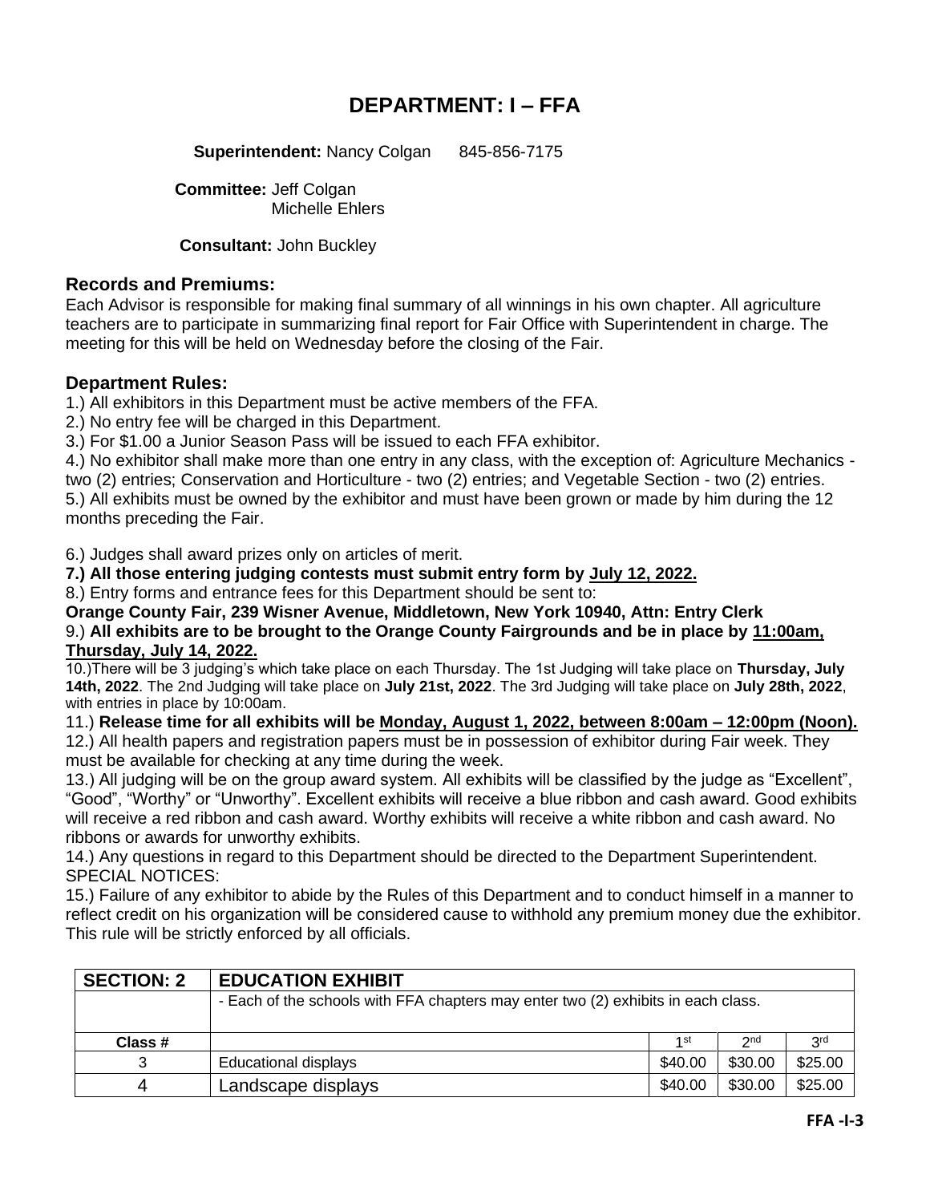# DEPARTMENT: I – FFA

**Superintendent:** Nancy Colgan 845-856-7175

**Committee:** Jeff Colgan
Michelle Ehlers

**Consultant:** John Buckley

## Records and Premiums:

Each Advisor is responsible for making final summary of all winnings in his own chapter. All agriculture teachers are to participate in summarizing final report for Fair Office with Superintendent in charge. The meeting for this will be held on Wednesday before the closing of the Fair.

## Department Rules:

1.) All exhibitors in this Department must be active members of the FFA.
2.) No entry fee will be charged in this Department.
3.) For $1.00 a Junior Season Pass will be issued to each FFA exhibitor.
4.) No exhibitor shall make more than one entry in any class, with the exception of: Agriculture Mechanics - two (2) entries; Conservation and Horticulture - two (2) entries; and Vegetable Section - two (2) entries.
5.) All exhibits must be owned by the exhibitor and must have been grown or made by him during the 12 months preceding the Fair.

6.) Judges shall award prizes only on articles of merit.
**7.) All those entering judging contests must submit entry form by <u>July 12, 2022.</u>**
8.) Entry forms and entrance fees for this Department should be sent to:
**Orange County Fair, 239 Wisner Avenue, Middletown, New York 10940, Attn: Entry Clerk**
9.) **All exhibits are to be brought to the Orange County Fairgrounds and be in place by <u>11:00am, Thursday, July 14, 2022.</u>**
10.)There will be 3 judging's which take place on each Thursday. The 1st Judging will take place on **Thursday, July 14th, 2022**. The 2nd Judging will take place on **July 21st, 2022**. The 3rd Judging will take place on **July 28th, 2022**, with entries in place by 10:00am.
11.) **Release time for all exhibits will be <u>Monday, August 1, 2022, between 8:00am – 12:00pm (Noon).</u>**
12.) All health papers and registration papers must be in possession of exhibitor during Fair week. They must be available for checking at any time during the week.
13.) All judging will be on the group award system. All exhibits will be classified by the judge as "Excellent", "Good", "Worthy" or "Unworthy". Excellent exhibits will receive a blue ribbon and cash award. Good exhibits will receive a red ribbon and cash award. Worthy exhibits will receive a white ribbon and cash award. No ribbons or awards for unworthy exhibits.
14.) Any questions in regard to this Department should be directed to the Department Superintendent.
SPECIAL NOTICES:
15.) Failure of any exhibitor to abide by the Rules of this Department and to conduct himself in a manner to reflect credit on his organization will be considered cause to withhold any premium money due the exhibitor. This rule will be strictly enforced by all officials.

| SECTION: 2 | EDUCATION EXHIBIT | | | |
|---|---|---|---|---|
| | - Each of the schools with FFA chapters may enter two (2) exhibits in each class. | | | |
| Class # | | 1st | 2nd | 3rd |
| 3 | Educational displays | $40.00 | $30.00 | $25.00 |
| 4 | Landscape displays | $40.00 | $30.00 | $25.00 |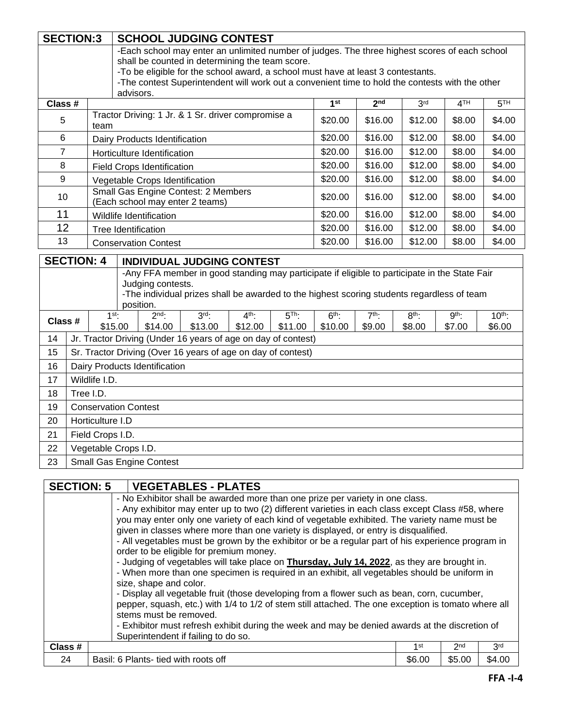| SECTION:3 | SCHOOL JUDGING CONTEST | | | | | |
|---|---|---|---|---|---|---|
| | -Each school may enter an unlimited number of judges. The three highest scores of each school shall be counted in determining the team score.<br>-To be eligible for the school award, a school must have at least 3 contestants.<br>-The contest Superintendent will work out a convenient time to hold the contests with the other advisors. | | | | | |
| Class # | | 1st | 2nd | 3rd | 4TH | 5TH |
| 5 | Tractor Driving: 1 Jr. & 1 Sr. driver compromise a team | $20.00 | $16.00 | $12.00 | $8.00 | $4.00 |
| 6 | Dairy Products Identification | $20.00 | $16.00 | $12.00 | $8.00 | $4.00 |
| 7 | Horticulture Identification | $20.00 | $16.00 | $12.00 | $8.00 | $4.00 |
| 8 | Field Crops Identification | $20.00 | $16.00 | $12.00 | $8.00 | $4.00 |
| 9 | Vegetable Crops Identification | $20.00 | $16.00 | $12.00 | $8.00 | $4.00 |
| 10 | Small Gas Engine Contest: 2 Members (Each school may enter 2 teams) | $20.00 | $16.00 | $12.00 | $8.00 | $4.00 |
| 11 | Wildlife Identification | $20.00 | $16.00 | $12.00 | $8.00 | $4.00 |
| 12 | Tree Identification | $20.00 | $16.00 | $12.00 | $8.00 | $4.00 |
| 13 | Conservation Contest | $20.00 | $16.00 | $12.00 | $8.00 | $4.00 |

| SECTION: 4 | INDIVIDUAL JUDGING CONTEST | | | | | | | | | |
|---|---|---|---|---|---|---|---|---|---|---|
| | -Any FFA member in good standing may participate if eligible to participate in the State Fair Judging contests.<br>-The individual prizes shall be awarded to the highest scoring students regardless of team position. | | | | | | | | | |
| Class # | 1st: $15.00 | 2nd: $14.00 | 3rd: $13.00 | 4th: $12.00 | 5Th: $11.00 | 6th: $10.00 | 7th: $9.00 | 8th: $8.00 | 9th: $7.00 | 10th: $6.00 |
| 14 | Jr. Tractor Driving (Under 16 years of age on day of contest) | | | | | | | | | |
| 15 | Sr. Tractor Driving (Over 16 years of age on day of contest) | | | | | | | | | |
| 16 | Dairy Products Identification | | | | | | | | | |
| 17 | Wildlife I.D. | | | | | | | | | |
| 18 | Tree I.D. | | | | | | | | | |
| 19 | Conservation Contest | | | | | | | | | |
| 20 | Horticulture I.D | | | | | | | | | |
| 21 | Field Crops I.D. | | | | | | | | | |
| 22 | Vegetable Crops I.D. | | | | | | | | | |
| 23 | Small Gas Engine Contest | | | | | | | | | |

| SECTION: 5 | VEGETABLES - PLATES | | | |
|---|---|---|---|---|
| | - No Exhibitor shall be awarded more than one prize per variety in one class.<br>- Any exhibitor may enter up to two (2) different varieties in each class except Class #58, where you may enter only one variety of each kind of vegetable exhibited. The variety name must be given in classes where more than one variety is displayed, or entry is disqualified.<br>- All vegetables must be grown by the exhibitor or be a regular part of his experience program in order to be eligible for premium money.<br>- Judging of vegetables will take place on **Thursday, July 14, 2022**, as they are brought in.<br>- When more than one specimen is required in an exhibit, all vegetables should be uniform in size, shape and color.<br>- Display all vegetable fruit (those developing from a flower such as bean, corn, cucumber, pepper, squash, etc.) with 1/4 to 1/2 of stem still attached. The one exception is tomato where all stems must be removed.<br>- Exhibitor must refresh exhibit during the week and may be denied awards at the discretion of Superintendent if failing to do so. | | | |
| Class # | | 1st | 2nd | 3rd |
| 24 | Basil: 6 Plants- tied with roots off | $6.00 | $5.00 | $4.00 |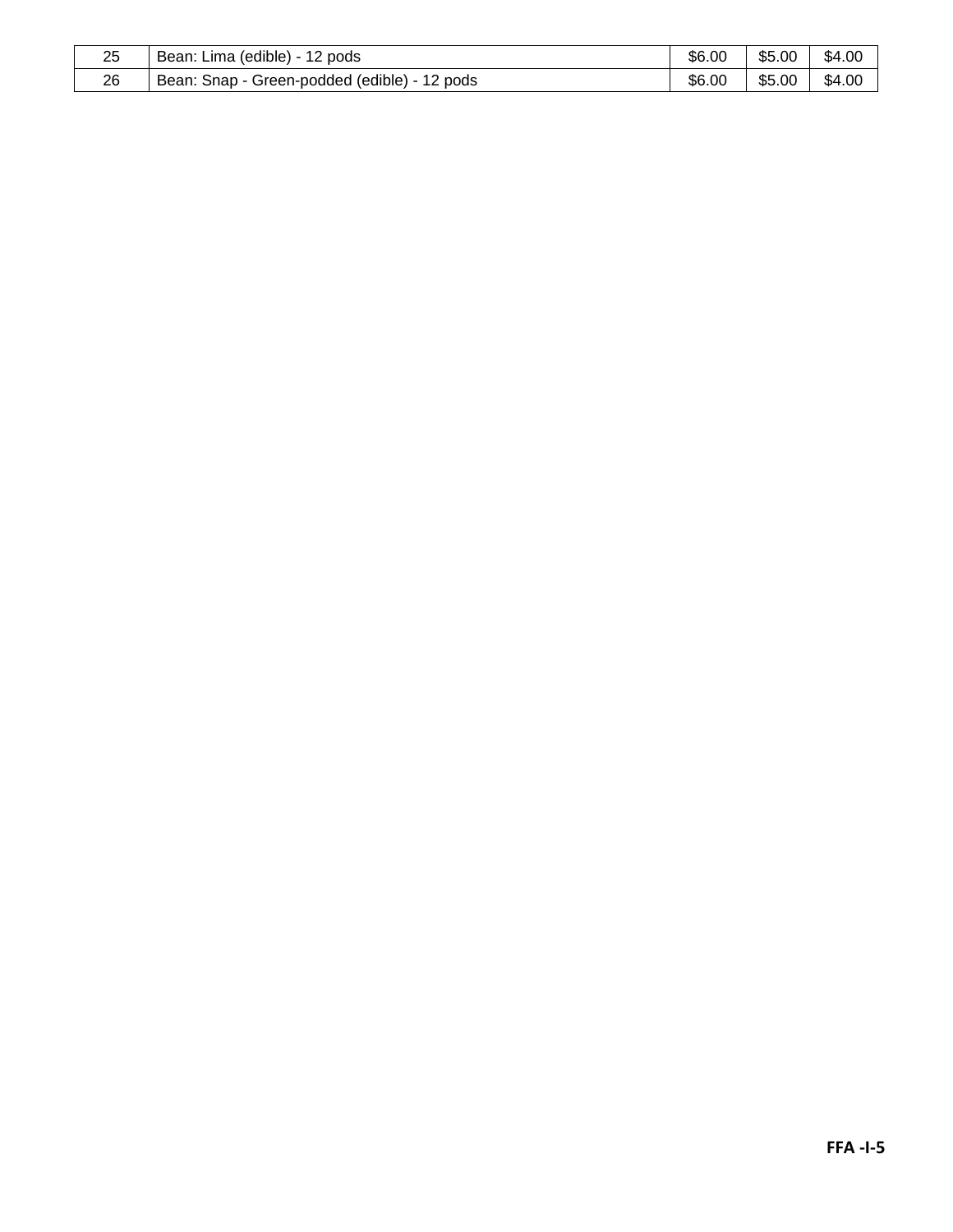| | | | | |
|---|---|---|---|---|
| 25 | Bean: Lima (edible) - 12 pods | $6.00 | $5.00 | $4.00 |
| 26 | Bean: Snap - Green-podded (edible) - 12 pods | $6.00 | $5.00 | $4.00 |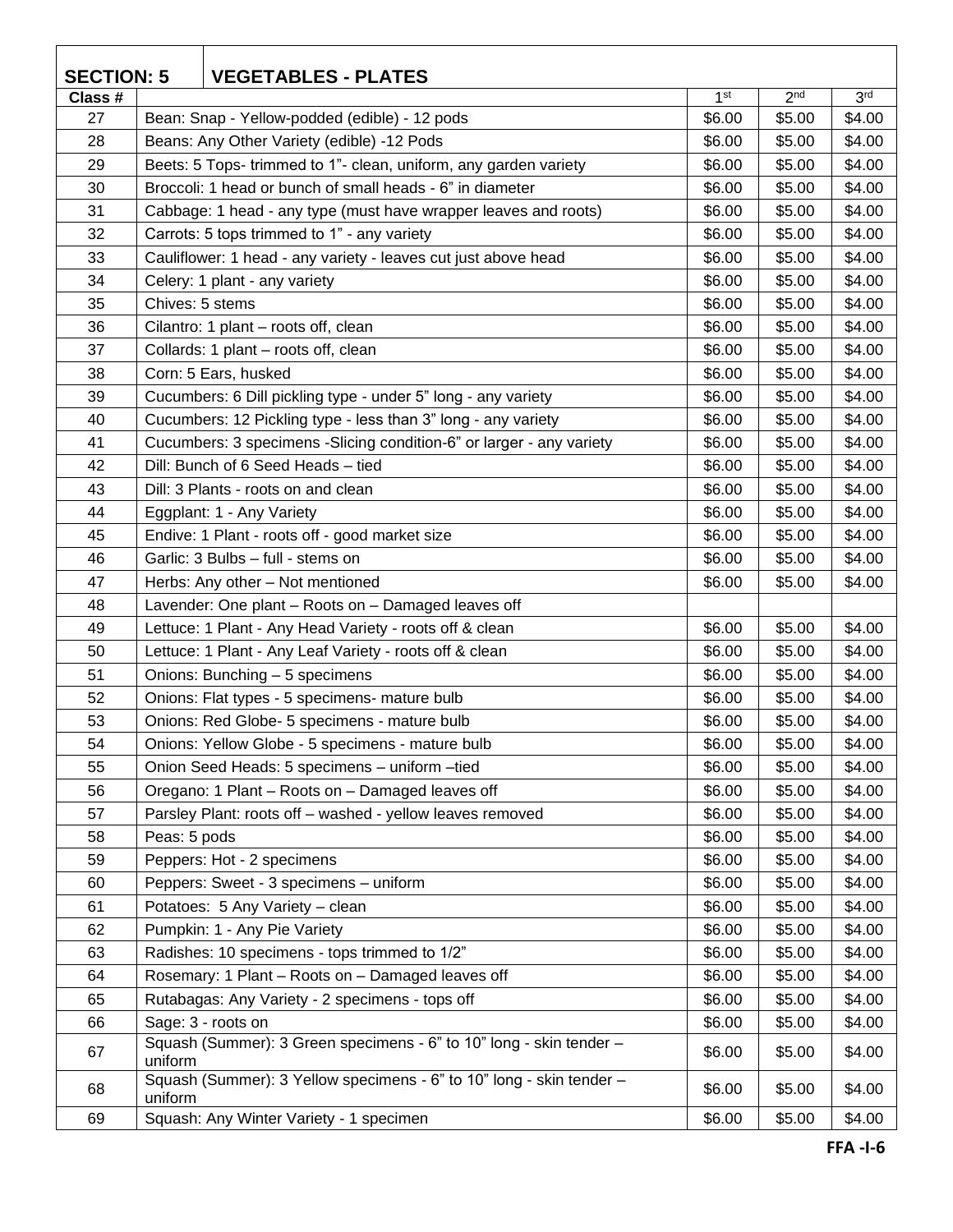| SECTION: 5 | VEGETABLES - PLATES | | | |
|---|---|---|---|---|
| Class # | | 1st | 2nd | 3rd |
| 27 | Bean: Snap - Yellow-podded (edible) - 12 pods | $6.00 | $5.00 | $4.00 |
| 28 | Beans: Any Other Variety (edible) -12 Pods | $6.00 | $5.00 | $4.00 |
| 29 | Beets: 5 Tops- trimmed to 1”- clean, uniform, any garden variety | $6.00 | $5.00 | $4.00 |
| 30 | Broccoli: 1 head or bunch of small heads - 6” in diameter | $6.00 | $5.00 | $4.00 |
| 31 | Cabbage: 1 head - any type (must have wrapper leaves and roots) | $6.00 | $5.00 | $4.00 |
| 32 | Carrots: 5 tops trimmed to 1” - any variety | $6.00 | $5.00 | $4.00 |
| 33 | Cauliflower: 1 head - any variety - leaves cut just above head | $6.00 | $5.00 | $4.00 |
| 34 | Celery: 1 plant - any variety | $6.00 | $5.00 | $4.00 |
| 35 | Chives: 5 stems | $6.00 | $5.00 | $4.00 |
| 36 | Cilantro: 1 plant – roots off, clean | $6.00 | $5.00 | $4.00 |
| 37 | Collards: 1 plant – roots off, clean | $6.00 | $5.00 | $4.00 |
| 38 | Corn: 5 Ears, husked | $6.00 | $5.00 | $4.00 |
| 39 | Cucumbers: 6 Dill pickling type - under 5” long - any variety | $6.00 | $5.00 | $4.00 |
| 40 | Cucumbers: 12 Pickling type - less than 3” long - any variety | $6.00 | $5.00 | $4.00 |
| 41 | Cucumbers: 3 specimens -Slicing condition-6” or larger - any variety | $6.00 | $5.00 | $4.00 |
| 42 | Dill: Bunch of 6 Seed Heads – tied | $6.00 | $5.00 | $4.00 |
| 43 | Dill: 3 Plants - roots on and clean | $6.00 | $5.00 | $4.00 |
| 44 | Eggplant: 1 - Any Variety | $6.00 | $5.00 | $4.00 |
| 45 | Endive: 1 Plant - roots off - good market size | $6.00 | $5.00 | $4.00 |
| 46 | Garlic: 3 Bulbs – full - stems on | $6.00 | $5.00 | $4.00 |
| 47 | Herbs: Any other – Not mentioned | $6.00 | $5.00 | $4.00 |
| 48 | Lavender: One plant – Roots on – Damaged leaves off | | | |
| 49 | Lettuce: 1 Plant - Any Head Variety - roots off & clean | $6.00 | $5.00 | $4.00 |
| 50 | Lettuce: 1 Plant - Any Leaf Variety - roots off & clean | $6.00 | $5.00 | $4.00 |
| 51 | Onions: Bunching – 5 specimens | $6.00 | $5.00 | $4.00 |
| 52 | Onions: Flat types - 5 specimens- mature bulb | $6.00 | $5.00 | $4.00 |
| 53 | Onions: Red Globe- 5 specimens - mature bulb | $6.00 | $5.00 | $4.00 |
| 54 | Onions: Yellow Globe - 5 specimens - mature bulb | $6.00 | $5.00 | $4.00 |
| 55 | Onion Seed Heads: 5 specimens – uniform –tied | $6.00 | $5.00 | $4.00 |
| 56 | Oregano: 1 Plant – Roots on – Damaged leaves off | $6.00 | $5.00 | $4.00 |
| 57 | Parsley Plant: roots off – washed - yellow leaves removed | $6.00 | $5.00 | $4.00 |
| 58 | Peas: 5 pods | $6.00 | $5.00 | $4.00 |
| 59 | Peppers: Hot - 2 specimens | $6.00 | $5.00 | $4.00 |
| 60 | Peppers: Sweet - 3 specimens – uniform | $6.00 | $5.00 | $4.00 |
| 61 | Potatoes: 5 Any Variety – clean | $6.00 | $5.00 | $4.00 |
| 62 | Pumpkin: 1 - Any Pie Variety | $6.00 | $5.00 | $4.00 |
| 63 | Radishes: 10 specimens - tops trimmed to 1/2” | $6.00 | $5.00 | $4.00 |
| 64 | Rosemary: 1 Plant – Roots on – Damaged leaves off | $6.00 | $5.00 | $4.00 |
| 65 | Rutabagas: Any Variety - 2 specimens - tops off | $6.00 | $5.00 | $4.00 |
| 66 | Sage: 3 - roots on | $6.00 | $5.00 | $4.00 |
| 67 | Squash (Summer): 3 Green specimens - 6” to 10” long - skin tender – uniform | $6.00 | $5.00 | $4.00 |
| 68 | Squash (Summer): 3 Yellow specimens - 6” to 10” long - skin tender – uniform | $6.00 | $5.00 | $4.00 |
| 69 | Squash: Any Winter Variety - 1 specimen | $6.00 | $5.00 | $4.00 |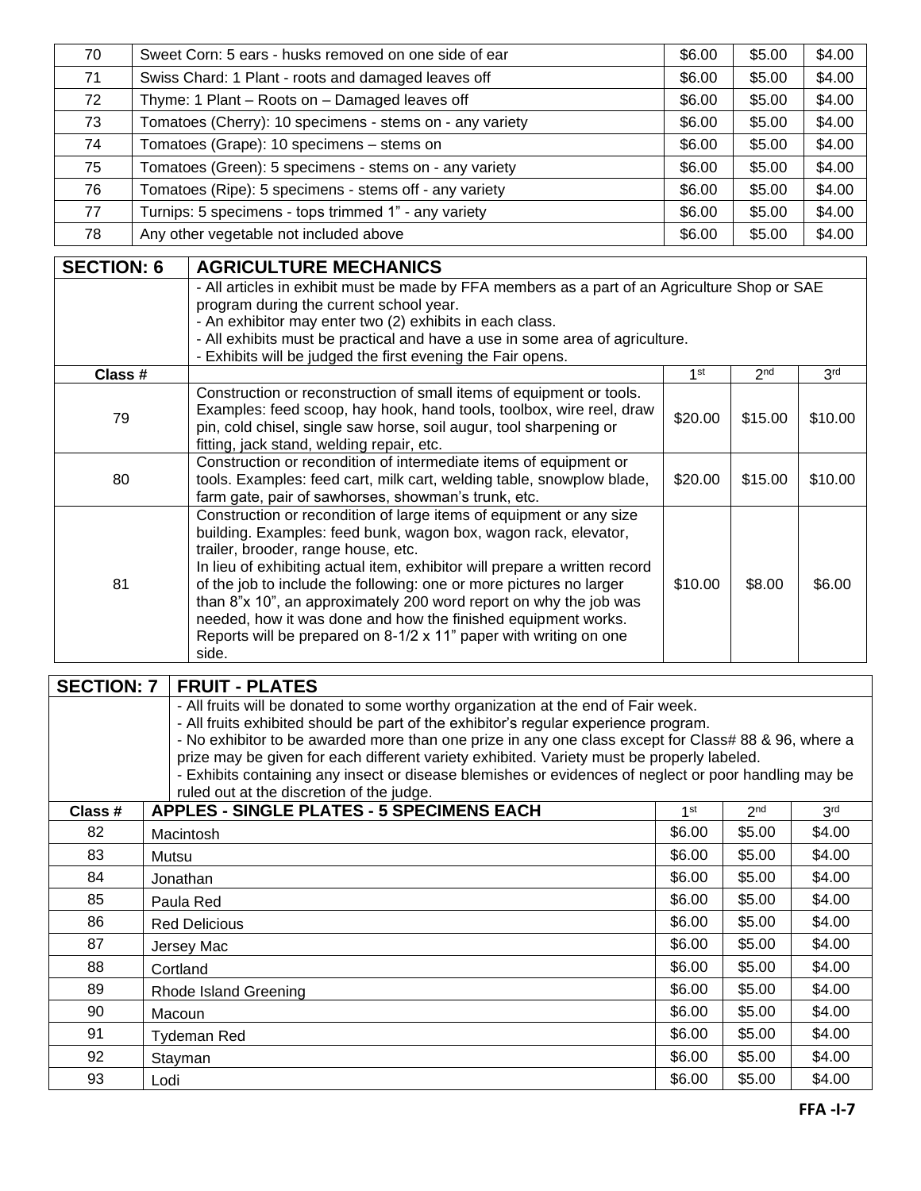| | | | | |
|---|---|---|---|---|
| 70 | Sweet Corn: 5 ears - husks removed on one side of ear | $6.00 | $5.00 | $4.00 |
| 71 | Swiss Chard: 1 Plant - roots and damaged leaves off | $6.00 | $5.00 | $4.00 |
| 72 | Thyme: 1 Plant – Roots on – Damaged leaves off | $6.00 | $5.00 | $4.00 |
| 73 | Tomatoes (Cherry): 10 specimens - stems on - any variety | $6.00 | $5.00 | $4.00 |
| 74 | Tomatoes (Grape): 10 specimens – stems on | $6.00 | $5.00 | $4.00 |
| 75 | Tomatoes (Green): 5 specimens - stems on - any variety | $6.00 | $5.00 | $4.00 |
| 76 | Tomatoes (Ripe): 5 specimens - stems off - any variety | $6.00 | $5.00 | $4.00 |
| 77 | Turnips: 5 specimens - tops trimmed 1" - any variety | $6.00 | $5.00 | $4.00 |
| 78 | Any other vegetable not included above | $6.00 | $5.00 | $4.00 |

| **SECTION: 6** | **AGRICULTURE MECHANICS** | | | |
|---|---|---|---|---|
| | - All articles in exhibit must be made by FFA members as a part of an Agriculture Shop or SAE program during the current school year.<br>- An exhibitor may enter two (2) exhibits in each class.<br>- All exhibits must be practical and have a use in some area of agriculture.<br>- Exhibits will be judged the first evening the Fair opens. | | | |
| **Class #** | | 1st | 2nd | 3rd |
| 79 | Construction or reconstruction of small items of equipment or tools. Examples: feed scoop, hay hook, hand tools, toolbox, wire reel, draw pin, cold chisel, single saw horse, soil augur, tool sharpening or fitting, jack stand, welding repair, etc. | $20.00 | $15.00 | $10.00 |
| 80 | Construction or recondition of intermediate items of equipment or tools. Examples: feed cart, milk cart, welding table, snowplow blade, farm gate, pair of sawhorses, showman's trunk, etc. | $20.00 | $15.00 | $10.00 |
| 81 | Construction or recondition of large items of equipment or any size building. Examples: feed bunk, wagon box, wagon rack, elevator, trailer, brooder, range house, etc.<br>In lieu of exhibiting actual item, exhibitor will prepare a written record of the job to include the following: one or more pictures no larger than 8"x 10", an approximately 200 word report on why the job was needed, how it was done and how the finished equipment works. Reports will be prepared on 8-1/2 x 11" paper with writing on one side. | $10.00 | $8.00 | $6.00 |

| **SECTION: 7** | **FRUIT - PLATES** | | | |
|---|---|---|---|---|
| | - All fruits will be donated to some worthy organization at the end of Fair week.<br>- All fruits exhibited should be part of the exhibitor's regular experience program.<br>- No exhibitor to be awarded more than one prize in any one class except for Class# 88 & 96, where a prize may be given for each different variety exhibited. Variety must be properly labeled.<br>- Exhibits containing any insect or disease blemishes or evidences of neglect or poor handling may be ruled out at the discretion of the judge. | | | |
| **Class #** | **APPLES - SINGLE PLATES - 5 SPECIMENS EACH** | 1st | 2nd | 3rd |
| 82 | Macintosh | $6.00 | $5.00 | $4.00 |
| 83 | Mutsu | $6.00 | $5.00 | $4.00 |
| 84 | Jonathan | $6.00 | $5.00 | $4.00 |
| 85 | Paula Red | $6.00 | $5.00 | $4.00 |
| 86 | Red Delicious | $6.00 | $5.00 | $4.00 |
| 87 | Jersey Mac | $6.00 | $5.00 | $4.00 |
| 88 | Cortland | $6.00 | $5.00 | $4.00 |
| 89 | Rhode Island Greening | $6.00 | $5.00 | $4.00 |
| 90 | Macoun | $6.00 | $5.00 | $4.00 |
| 91 | Tydeman Red | $6.00 | $5.00 | $4.00 |
| 92 | Stayman | $6.00 | $5.00 | $4.00 |
| 93 | Lodi | $6.00 | $5.00 | $4.00 |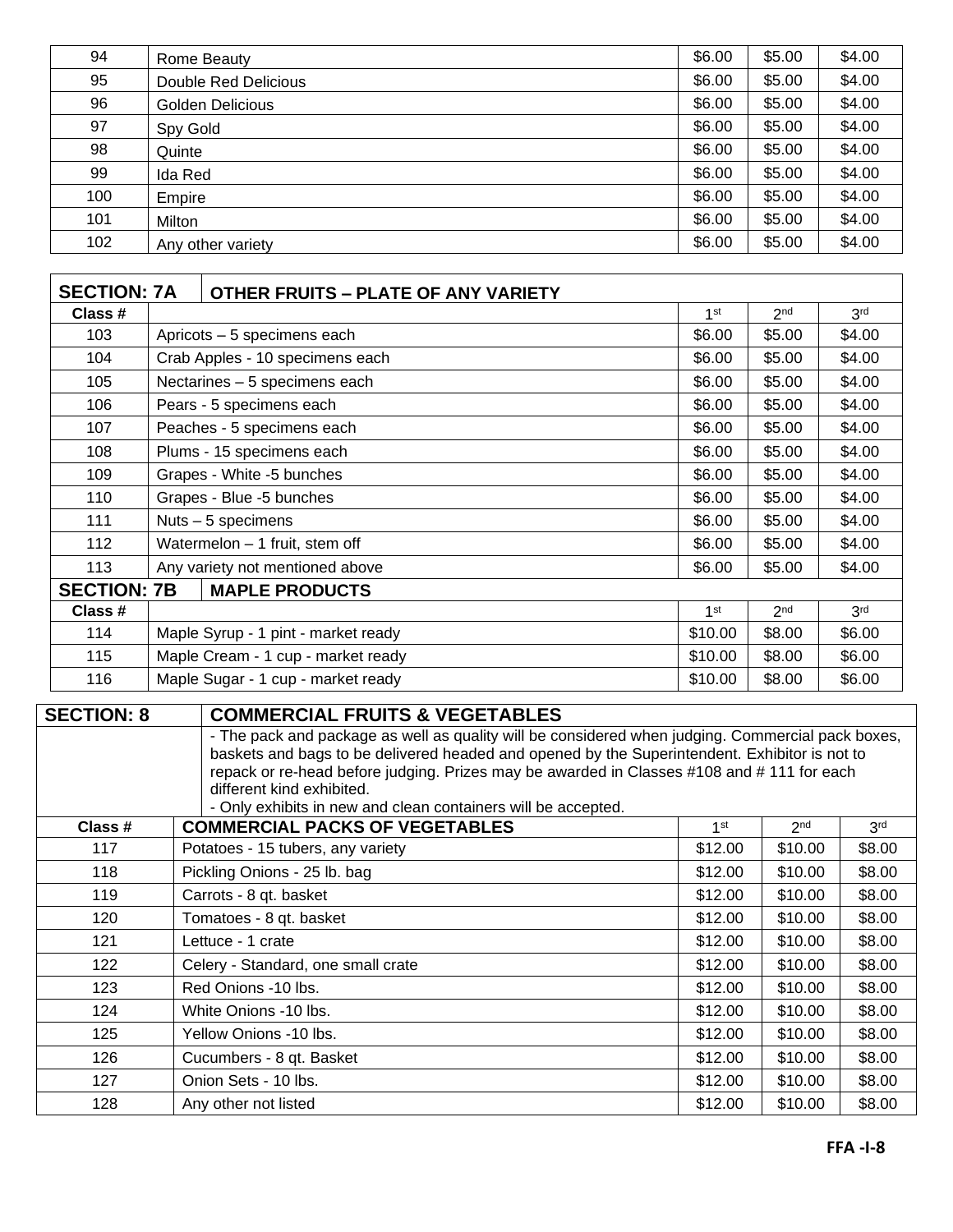| | | | | |
|---|---|---|---|---|
| 94 | Rome Beauty | $6.00 | $5.00 | $4.00 |
| 95 | Double Red Delicious | $6.00 | $5.00 | $4.00 |
| 96 | Golden Delicious | $6.00 | $5.00 | $4.00 |
| 97 | Spy Gold | $6.00 | $5.00 | $4.00 |
| 98 | Quinte | $6.00 | $5.00 | $4.00 |
| 99 | Ida Red | $6.00 | $5.00 | $4.00 |
| 100 | Empire | $6.00 | $5.00 | $4.00 |
| 101 | Milton | $6.00 | $5.00 | $4.00 |
| 102 | Any other variety | $6.00 | $5.00 | $4.00 |

| **SECTION: 7A** | **OTHER FRUITS – PLATE OF ANY VARIETY** | | | |
|---|---|---|---|---|
| **Class #** | | 1st | 2nd | 3rd |
| 103 | Apricots – 5 specimens each | $6.00 | $5.00 | $4.00 |
| 104 | Crab Apples - 10 specimens each | $6.00 | $5.00 | $4.00 |
| 105 | Nectarines – 5 specimens each | $6.00 | $5.00 | $4.00 |
| 106 | Pears - 5 specimens each | $6.00 | $5.00 | $4.00 |
| 107 | Peaches - 5 specimens each | $6.00 | $5.00 | $4.00 |
| 108 | Plums - 15 specimens each | $6.00 | $5.00 | $4.00 |
| 109 | Grapes - White -5 bunches | $6.00 | $5.00 | $4.00 |
| 110 | Grapes - Blue -5 bunches | $6.00 | $5.00 | $4.00 |
| 111 | Nuts – 5 specimens | $6.00 | $5.00 | $4.00 |
| 112 | Watermelon – 1 fruit, stem off | $6.00 | $5.00 | $4.00 |
| 113 | Any variety not mentioned above | $6.00 | $5.00 | $4.00 |
| **SECTION: 7B** | **MAPLE PRODUCTS** | | | |
| **Class #** | | 1st | 2nd | 3rd |
| 114 | Maple Syrup - 1 pint - market ready | $10.00 | $8.00 | $6.00 |
| 115 | Maple Cream - 1 cup - market ready | $10.00 | $8.00 | $6.00 |
| 116 | Maple Sugar - 1 cup - market ready | $10.00 | $8.00 | $6.00 |

| **SECTION: 8** | **COMMERCIAL FRUITS & VEGETABLES** | | | |
|---|---|---|---|---|
| | - The pack and package as well as quality will be considered when judging. Commercial pack boxes, baskets and bags to be delivered headed and opened by the Superintendent. Exhibitor is not to repack or re-head before judging. Prizes may be awarded in Classes #108 and # 111 for each different kind exhibited.<br>- Only exhibits in new and clean containers will be accepted. | | | |
| **Class #** | **COMMERCIAL PACKS OF VEGETABLES** | 1st | 2nd | 3rd |
| 117 | Potatoes - 15 tubers, any variety | $12.00 | $10.00 | $8.00 |
| 118 | Pickling Onions - 25 lb. bag | $12.00 | $10.00 | $8.00 |
| 119 | Carrots - 8 qt. basket | $12.00 | $10.00 | $8.00 |
| 120 | Tomatoes - 8 qt. basket | $12.00 | $10.00 | $8.00 |
| 121 | Lettuce - 1 crate | $12.00 | $10.00 | $8.00 |
| 122 | Celery - Standard, one small crate | $12.00 | $10.00 | $8.00 |
| 123 | Red Onions -10 lbs. | $12.00 | $10.00 | $8.00 |
| 124 | White Onions -10 lbs. | $12.00 | $10.00 | $8.00 |
| 125 | Yellow Onions -10 lbs. | $12.00 | $10.00 | $8.00 |
| 126 | Cucumbers - 8 qt. Basket | $12.00 | $10.00 | $8.00 |
| 127 | Onion Sets - 10 lbs. | $12.00 | $10.00 | $8.00 |
| 128 | Any other not listed | $12.00 | $10.00 | $8.00 |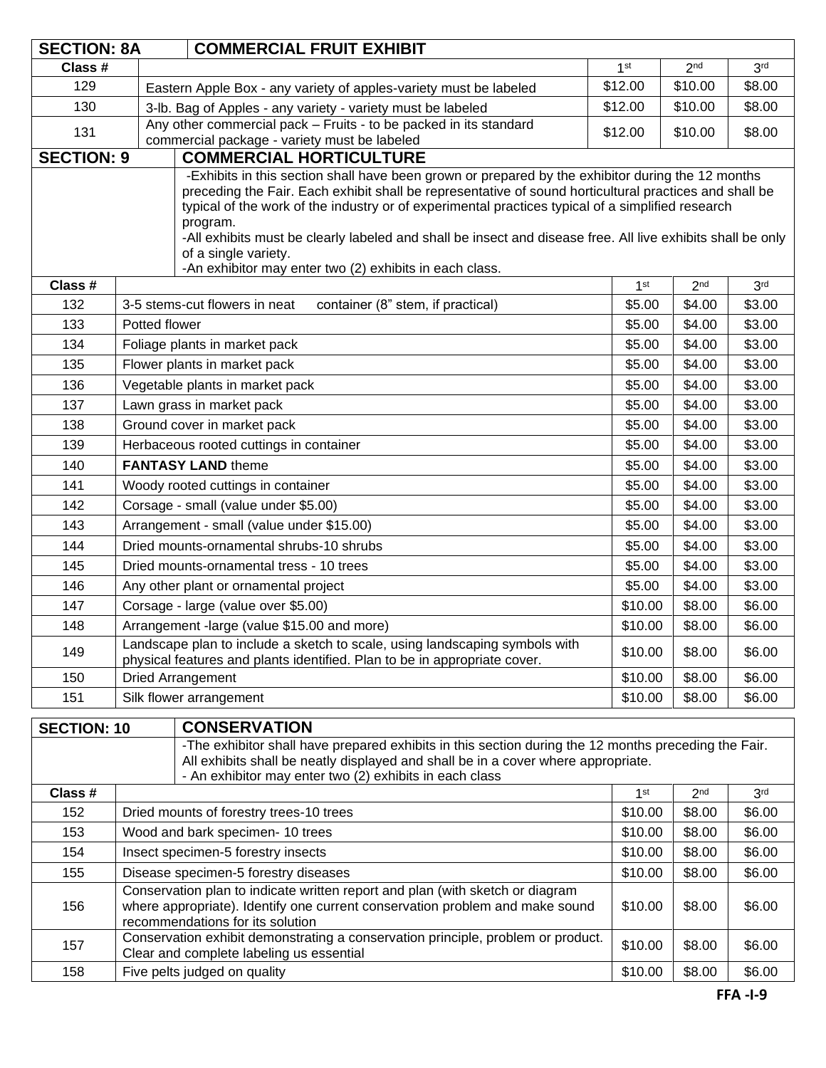## SECTION: 8A — COMMERCIAL FRUIT EXHIBIT

| Class # | | 1st | 2nd | 3rd |
|---|---|---|---|---|
| 129 | Eastern Apple Box - any variety of apples-variety must be labeled | $12.00 | $10.00 | $8.00 |
| 130 | 3-lb. Bag of Apples - any variety - variety must be labeled | $12.00 | $10.00 | $8.00 |
| 131 | Any other commercial pack – Fruits - to be packed in its standard commercial package - variety must be labeled | $12.00 | $10.00 | $8.00 |

## SECTION: 9 — COMMERCIAL HORTICULTURE

-Exhibits in this section shall have been grown or prepared by the exhibitor during the 12 months preceding the Fair. Each exhibit shall be representative of sound horticultural practices and shall be typical of the work of the industry or of experimental practices typical of a simplified research program.
-All exhibits must be clearly labeled and shall be insect and disease free. All live exhibits shall be only of a single variety.
-An exhibitor may enter two (2) exhibits in each class.

| Class # | | 1st | 2nd | 3rd |
|---|---|---|---|---|
| 132 | 3-5 stems-cut flowers in neat container (8" stem, if practical) | $5.00 | $4.00 | $3.00 |
| 133 | Potted flower | $5.00 | $4.00 | $3.00 |
| 134 | Foliage plants in market pack | $5.00 | $4.00 | $3.00 |
| 135 | Flower plants in market pack | $5.00 | $4.00 | $3.00 |
| 136 | Vegetable plants in market pack | $5.00 | $4.00 | $3.00 |
| 137 | Lawn grass in market pack | $5.00 | $4.00 | $3.00 |
| 138 | Ground cover in market pack | $5.00 | $4.00 | $3.00 |
| 139 | Herbaceous rooted cuttings in container | $5.00 | $4.00 | $3.00 |
| 140 | **FANTASY LAND** theme | $5.00 | $4.00 | $3.00 |
| 141 | Woody rooted cuttings in container | $5.00 | $4.00 | $3.00 |
| 142 | Corsage - small (value under $5.00) | $5.00 | $4.00 | $3.00 |
| 143 | Arrangement - small (value under $15.00) | $5.00 | $4.00 | $3.00 |
| 144 | Dried mounts-ornamental shrubs-10 shrubs | $5.00 | $4.00 | $3.00 |
| 145 | Dried mounts-ornamental tress - 10 trees | $5.00 | $4.00 | $3.00 |
| 146 | Any other plant or ornamental project | $5.00 | $4.00 | $3.00 |
| 147 | Corsage - large (value over $5.00) | $10.00 | $8.00 | $6.00 |
| 148 | Arrangement -large (value $15.00 and more) | $10.00 | $8.00 | $6.00 |
| 149 | Landscape plan to include a sketch to scale, using landscaping symbols with physical features and plants identified. Plan to be in appropriate cover. | $10.00 | $8.00 | $6.00 |
| 150 | Dried Arrangement | $10.00 | $8.00 | $6.00 |
| 151 | Silk flower arrangement | $10.00 | $8.00 | $6.00 |

## SECTION: 10 — CONSERVATION

-The exhibitor shall have prepared exhibits in this section during the 12 months preceding the Fair. All exhibits shall be neatly displayed and shall be in a cover where appropriate.
- An exhibitor may enter two (2) exhibits in each class

| Class # | | 1st | 2nd | 3rd |
|---|---|---|---|---|
| 152 | Dried mounts of forestry trees-10 trees | $10.00 | $8.00 | $6.00 |
| 153 | Wood and bark specimen- 10 trees | $10.00 | $8.00 | $6.00 |
| 154 | Insect specimen-5 forestry insects | $10.00 | $8.00 | $6.00 |
| 155 | Disease specimen-5 forestry diseases | $10.00 | $8.00 | $6.00 |
| 156 | Conservation plan to indicate written report and plan (with sketch or diagram where appropriate). Identify one current conservation problem and make sound recommendations for its solution | $10.00 | $8.00 | $6.00 |
| 157 | Conservation exhibit demonstrating a conservation principle, problem or product. Clear and complete labeling us essential | $10.00 | $8.00 | $6.00 |
| 158 | Five pelts judged on quality | $10.00 | $8.00 | $6.00 |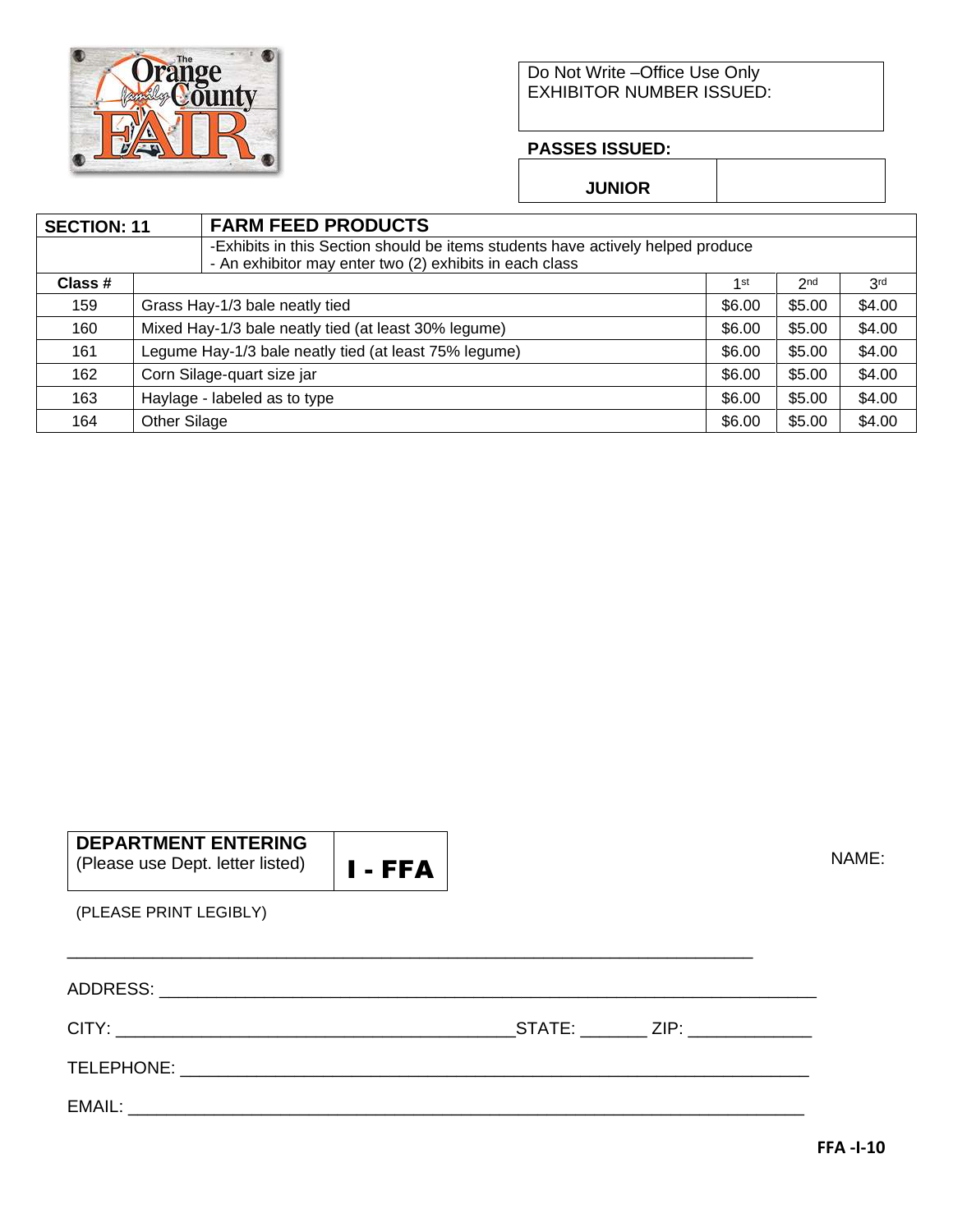| Do Not Write –Office Use Only |
| --- |
| EXHIBITOR NUMBER ISSUED: |

**PASSES ISSUED:**

| JUNIOR | |
| --- | --- |

| SECTION: 11 | FARM FEED PRODUCTS | | | |
| --- | --- | --- | --- | --- |
| | -Exhibits in this Section should be items students have actively helped produce<br>- An exhibitor may enter two (2) exhibits in each class | | | |
| **Class #** | | 1st | 2nd | 3rd |
| 159 | Grass Hay-1/3 bale neatly tied | $6.00 | $5.00 | $4.00 |
| 160 | Mixed Hay-1/3 bale neatly tied (at least 30% legume) | $6.00 | $5.00 | $4.00 |
| 161 | Legume Hay-1/3 bale neatly tied (at least 75% legume) | $6.00 | $5.00 | $4.00 |
| 162 | Corn Silage-quart size jar | $6.00 | $5.00 | $4.00 |
| 163 | Haylage - labeled as to type | $6.00 | $5.00 | $4.00 |
| 164 | Other Silage | $6.00 | $5.00 | $4.00 |

| **DEPARTMENT ENTERING**<br>(Please use Dept. letter listed) | **I - FFA** |
| --- | --- |

NAME:

(PLEASE PRINT LEGIBLY)

_______________________________________________________________

ADDRESS: ____________________________________________________________

CITY: ________________________________STATE: _______ ZIP: _____________

TELEPHONE: __________________________________________________________

EMAIL: ______________________________________________________________

**FFA -I-10**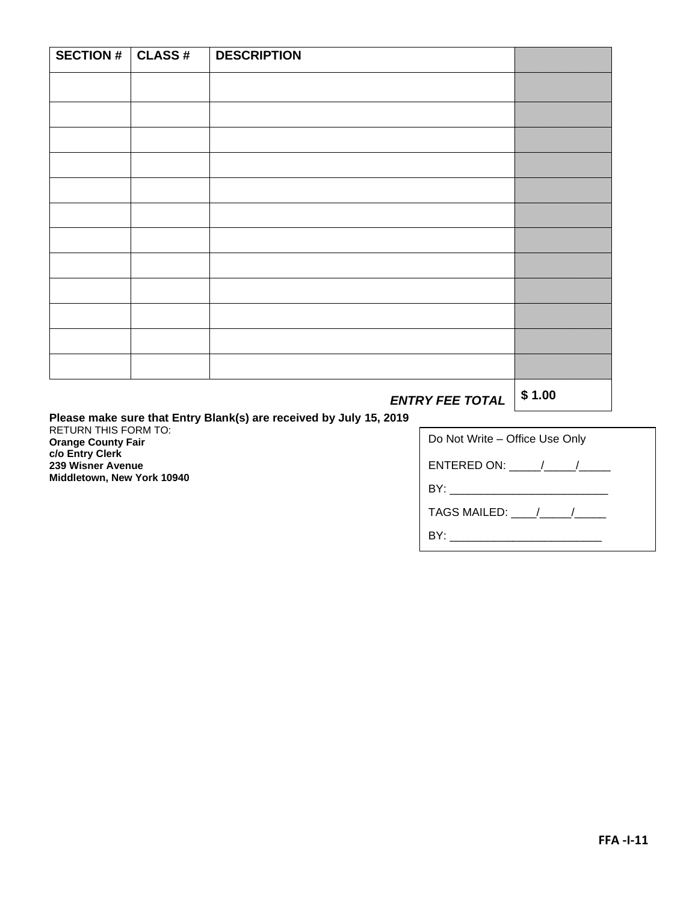| SECTION # | CLASS # | DESCRIPTION | |
|---|---|---|---|
| | | | |
| | | | |
| | | | |
| | | | |
| | | | |
| | | | |
| | | | |
| | | | |
| | | | |
| | | | |
| | | | |
| | | | |
| | | ***ENTRY FEE TOTAL*** | **$ 1.00** |

**Please make sure that Entry Blank(s) are received by July 15, 2019**

RETURN THIS FORM TO:
**Orange County Fair**
**c/o Entry Clerk**
**239 Wisner Avenue**
**Middletown, New York 10940**

Do Not Write – Office Use Only

ENTERED ON: _____/_____/_____

BY: _________________________

TAGS MAILED: ____/_____/_____

BY: ________________________

**FFA -I-11**